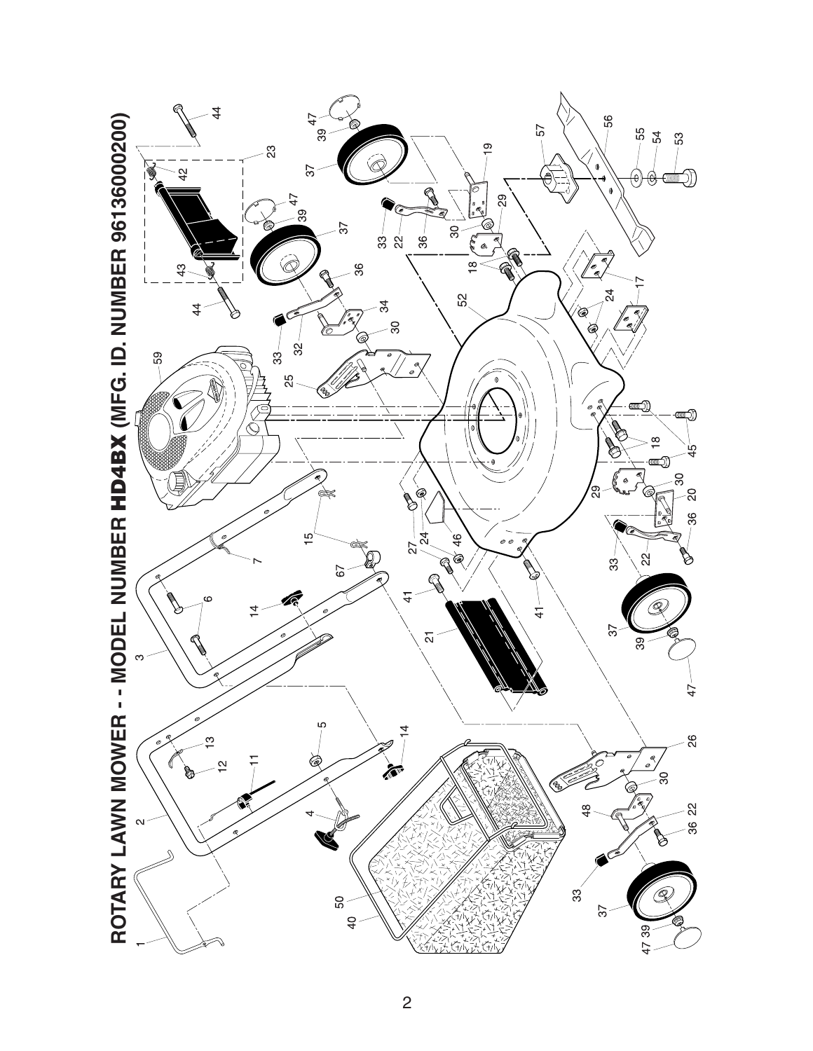# ROTARY LAWN MOWER - - MODEL NUMBER HD4BX (MFG. ID. NUMBER 96136000200)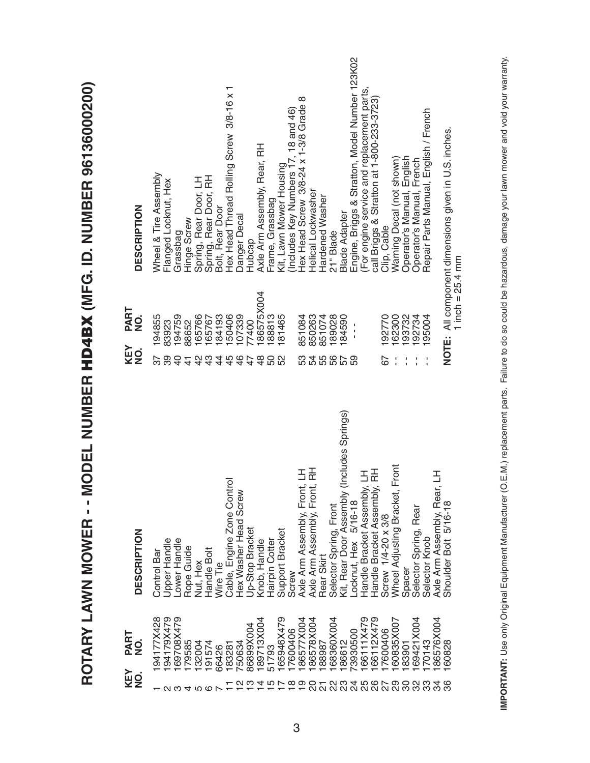# ROTARY LAWN MOWER - - MODEL NUMBER **HD4BX** (MFG. ID. NUMBER 96136000200)

| KEY NO. | PART NO. | DESCRIPTION |
|---|---|---|
| 1 | 194177X428 | Control Bar |
| 2 | 194179X479 | Upper Handle |
| 3 | 169708X479 | Lower Handle |
| 4 | 179585 | Rope Guide |
| 5 | 132004 | Nut, Hex |
| 6 | 191574 | Handle Bolt |
| 7 | 66426 | Wire Tie |
| 11 | 183281 | Cable, Engine Zone Control |
| 12 | 750634 | Hex Washer Head Screw |
| 13 | 86899X004 | Up-Stop Bracket |
| 14 | 189713X004 | Knob, Handle |
| 15 | 51793 | Hairpin Cotter |
| 17 | 165946X479 | Support Bracket |
| 18 | 17600406 | Screw |
| 19 | 186577X004 | Axle Arm Assembly, Front, LH |
| 20 | 186578X004 | Axle Arm Assembly, Front, RH |
| 21 | 188987 | Rear Skirt |
| 22 | 168360X004 | Selector Spring, Front |
| 23 | 186612 | Kit, Rear Door Assembly (Includes Springs) |
| 24 | 73930500 | Locknut, Hex 5/16-18 |
| 25 | 166111X479 | Handle Bracket Assembly, LH |
| 26 | 166112X479 | Handle Bracket Assembly, RH |
| 27 | 17600406 | Screw 1/4-20 x 3/8 |
| 29 | 160835X007 | Wheel Adjusting Bracket, Front |
| 30 | 183901 | Spacer |
| 32 | 169421X004 | Selector Spring, Rear |
| 33 | 170143 | Selector Knob |
| 34 | 186576X004 | Axle Arm Assembly, Rear, LH |
| 36 | 160828 | Shoulder Bolt 5/16-18 |
| 37 | 194855 | Wheel & Tire Assembly |
| 39 | 83923 | Flanged Locknut, Hex |
| 40 | 194759 | Grassbag |
| 41 | 88652 | Hinge Screw |
| 42 | 165766 | Spring, Rear Door, LH |
| 43 | 165767 | Spring, Rear Door, RH |
| 44 | 184193 | Bolt, Rear Door |
| 45 | 150406 | Hex Head Thread Rolling Screw 3/8-16 x 1 |
| 46 | 107339 | Danger Decal |
| 47 | 77400 | Hubcap |
| 48 | 186575X004 | Axle Arm Assembly, Rear, RH |
| 50 | 188813 | Frame, Grassbag |
| 52 | 181465 | Kit, Lawn Mower Housing (Includes Key Numbers 17, 18 and 46) |
| 53 | 851084 | Hex Head Screw 3/8-24 x 1-3/8 Grade 8 |
| 54 | 850263 | Helical Lockwasher |
| 55 | 851074 | Hardened Washer |
| 56 | 189028 | 21" Blade |
| 57 | 184590 | Blade Adapter |
| 59 | - - - | Engine, Briggs & Stratton, Model Number 123K02 (For engine service and replacement parts, call Briggs & Stratton at 1-800-233-3723) |
| 67 | 192770 | Clip, Cable |
| - - | 162300 | Warning Decal (not shown) |
| - - | 193732 | Operator's Manual, English |
| - - | 192734 | Operator's Manual, French |
| - - | 195004 | Repair Parts Manual, English / French |

**NOTE:** All component dimensions given in U.S. inches.
1 inch = 25.4 mm

**IMPORTANT:** Use only Original Equipment Manufacturer (O.E.M.) replacement parts. Failure to do so could be hazardous, damage your lawn mower and void your warranty.